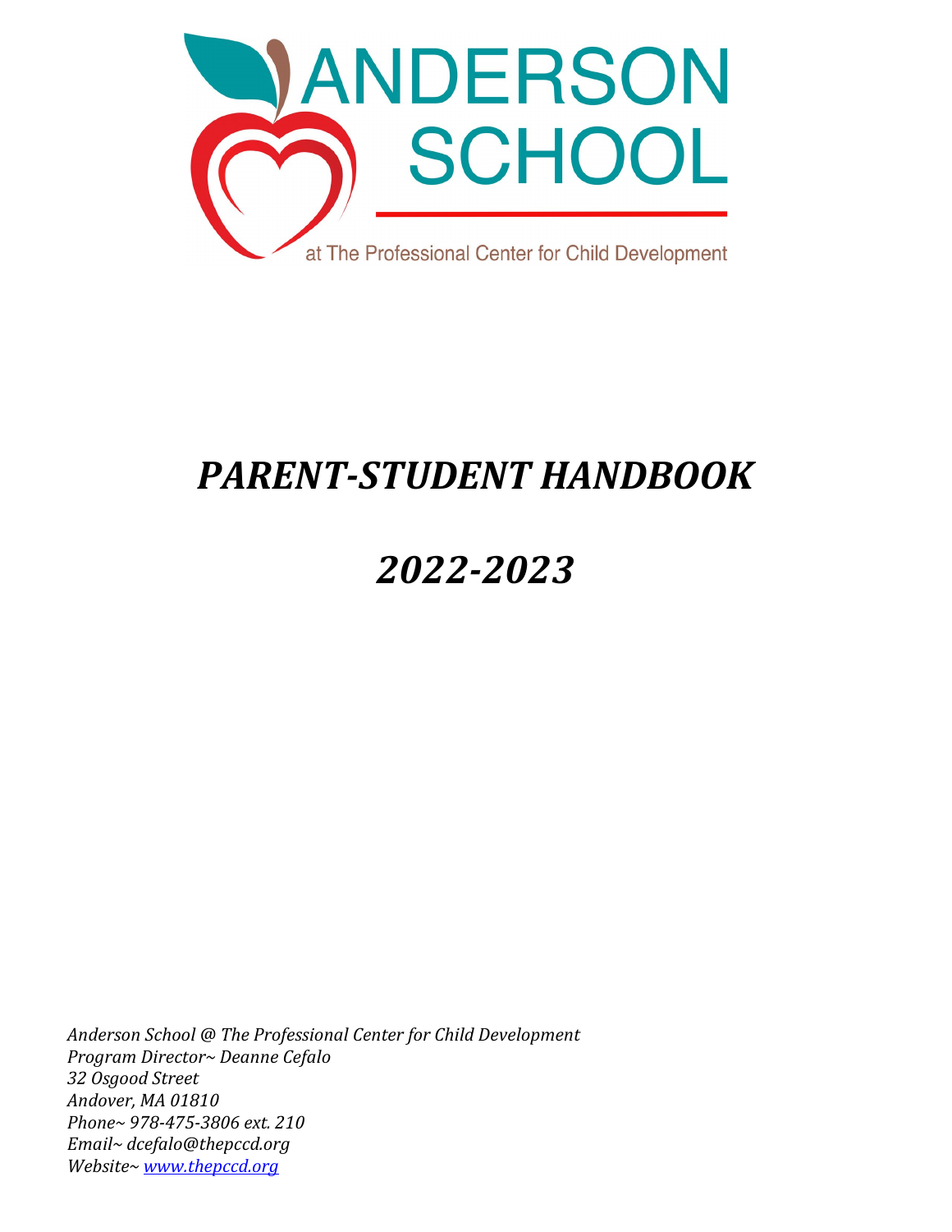ANDERSON SCHOOL

at The Professional Center for Child Development

# *PARENT-STUDENT HANDBOOK*

# *2022-2023*

*Anderson School @ The Professional Center for Child Development*
*Program Director~ Deanne Cefalo*
*32 Osgood Street*
*Andover, MA 01810*
*Phone~ 978-475-3806 ext. 210*
*Email~ dcefalo@thepccd.org*
*Website~ [www.thepccd.org](http://www.thepccd.org)*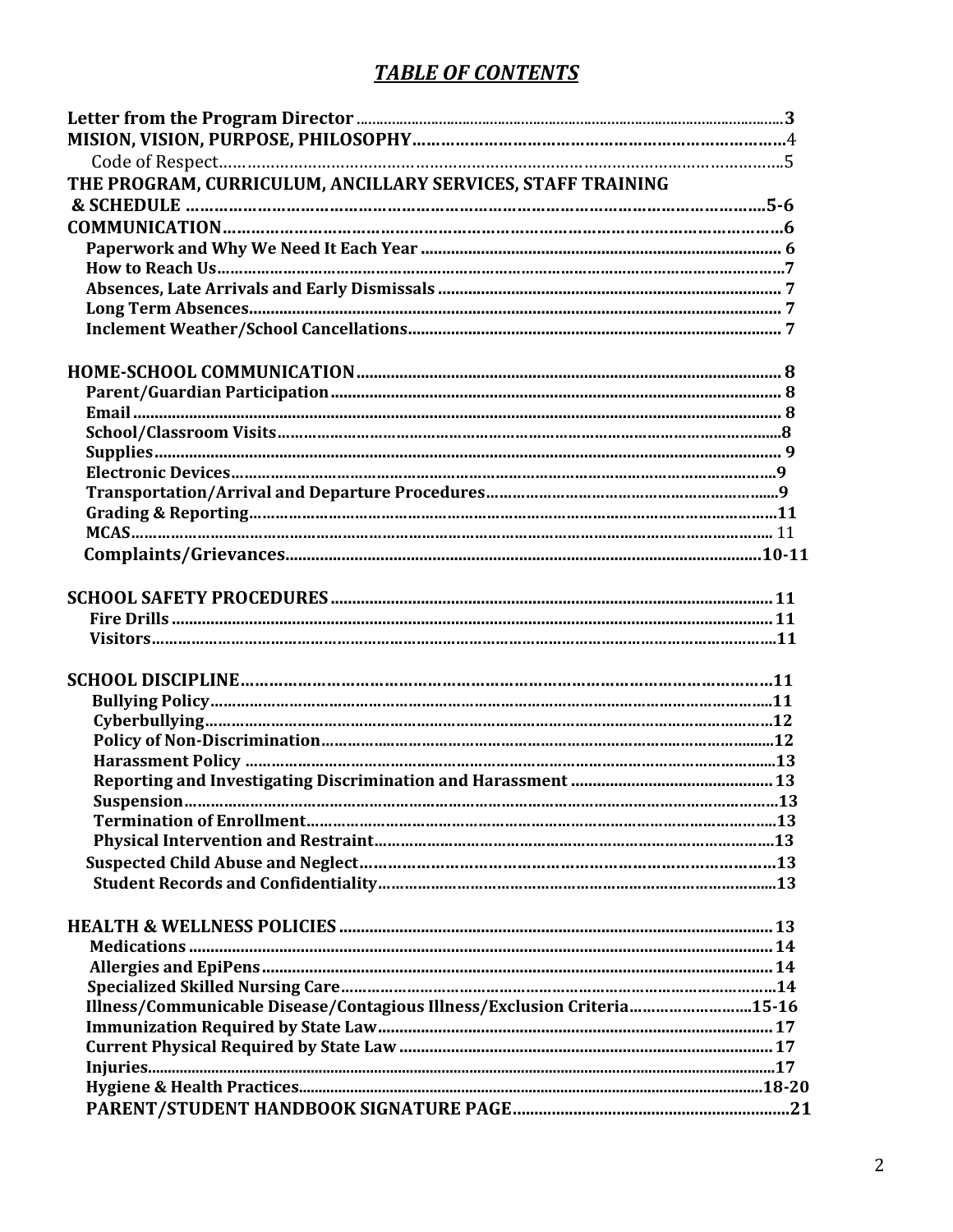# *TABLE OF CONTENTS*

**Letter from the Program Director** ...... **3**
**MISION, VISION, PURPOSE, PHILOSOPHY** ...... 4
Code of Respect ...... 5
**THE PROGRAM, CURRICULUM, ANCILLARY SERVICES, STAFF TRAINING & SCHEDULE** ...... **5-6**
**COMMUNICATION** ...... **6**
- **Paperwork and Why We Need It Each Year** ...... **6**
- **How to Reach Us** ...... **7**
- **Absences, Late Arrivals and Early Dismissals** ...... **7**
- **Long Term Absences** ...... **7**
- **Inclement Weather/School Cancellations** ...... **7**

**HOME-SCHOOL COMMUNICATION** ...... **8**
- **Parent/Guardian Participation** ...... **8**
- **Email** ...... **8**
- **School/Classroom Visits** ...... **8**
- **Supplies** ...... **9**
- **Electronic Devices** ...... **9**
- **Transportation/Arrival and Departure Procedures** ...... **9**
- **Grading & Reporting** ...... **11**
- **MCAS** ...... 11
- **Complaints/Grievances** ...... **10-11**

**SCHOOL SAFETY PROCEDURES** ...... **11**
- **Fire Drills** ...... **11**
- **Visitors** ...... **11**

**SCHOOL DISCIPLINE** ...... **11**
- **Bullying Policy** ...... **11**
- **Cyberbullying** ...... **12**
- **Policy of Non-Discrimination** ...... **12**
- **Harassment Policy** ...... **13**
- **Reporting and Investigating Discrimination and Harassment** ...... **13**
- **Suspension** ...... **13**
- **Termination of Enrollment** ...... **13**
- **Physical Intervention and Restraint** ...... **13**
- **Suspected Child Abuse and Neglect** ...... **13**
- **Student Records and Confidentiality** ...... **13**

**HEALTH & WELLNESS POLICIES** ...... **13**
- **Medications** ...... **14**
- **Allergies and EpiPens** ...... **14**
- **Specialized Skilled Nursing Care** ...... **14**
- **Illness/Communicable Disease/Contagious Illness/Exclusion Criteria** ...... **15-16**
- **Immunization Required by State Law** ...... **17**
- **Current Physical Required by State Law** ...... **17**
- **Injuries** ...... **17**
- **Hygiene & Health Practices** ...... **18-20**
- **PARENT/STUDENT HANDBOOK SIGNATURE PAGE** ...... **21**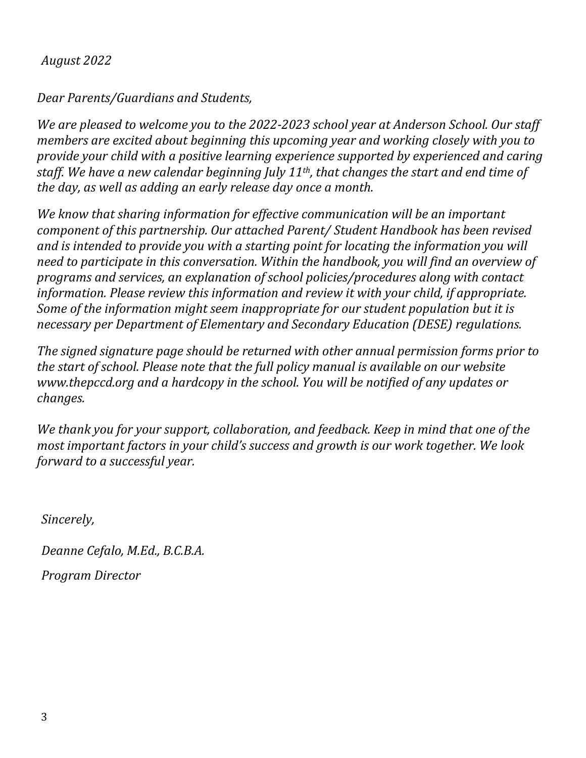*August 2022*

*Dear Parents/Guardians and Students,*

*We are pleased to welcome you to the 2022-2023 school year at Anderson School. Our staff members are excited about beginning this upcoming year and working closely with you to provide your child with a positive learning experience supported by experienced and caring staff. We have a new calendar beginning July 11th, that changes the start and end time of the day, as well as adding an early release day once a month.*

*We know that sharing information for effective communication will be an important component of this partnership. Our attached Parent/ Student Handbook has been revised and is intended to provide you with a starting point for locating the information you will need to participate in this conversation. Within the handbook, you will find an overview of programs and services, an explanation of school policies/procedures along with contact information. Please review this information and review it with your child, if appropriate. Some of the information might seem inappropriate for our student population but it is necessary per Department of Elementary and Secondary Education (DESE) regulations.*

*The signed signature page should be returned with other annual permission forms prior to the start of school. Please note that the full policy manual is available on our website www.thepccd.org and a hardcopy in the school. You will be notified of any updates or changes.*

*We thank you for your support, collaboration, and feedback. Keep in mind that one of the most important factors in your child's success and growth is our work together. We look forward to a successful year.*

*Sincerely,*

*Deanne Cefalo, M.Ed., B.C.B.A.*

*Program Director*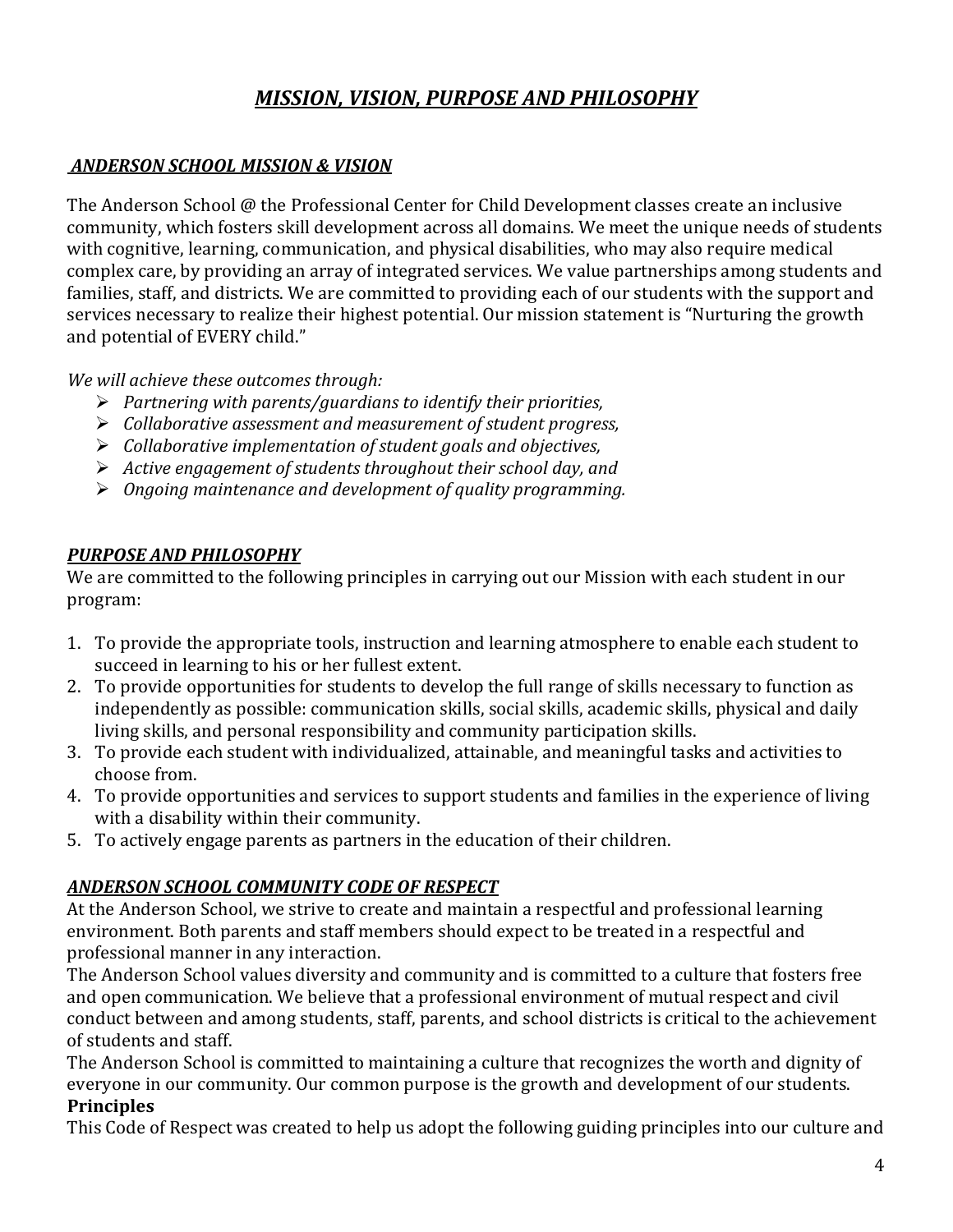# ***MISSION, VISION, PURPOSE AND PHILOSOPHY***

## ***ANDERSON SCHOOL MISSION & VISION***

The Anderson School @ the Professional Center for Child Development classes create an inclusive community, which fosters skill development across all domains. We meet the unique needs of students with cognitive, learning, communication, and physical disabilities, who may also require medical complex care, by providing an array of integrated services. We value partnerships among students and families, staff, and districts. We are committed to providing each of our students with the support and services necessary to realize their highest potential. Our mission statement is "Nurturing the growth and potential of EVERY child."

*We will achieve these outcomes through:*

- *Partnering with parents/guardians to identify their priorities,*
- *Collaborative assessment and measurement of student progress,*
- *Collaborative implementation of student goals and objectives,*
- *Active engagement of students throughout their school day, and*
- *Ongoing maintenance and development of quality programming.*

## ***PURPOSE AND PHILOSOPHY***

We are committed to the following principles in carrying out our Mission with each student in our program:

1. To provide the appropriate tools, instruction and learning atmosphere to enable each student to succeed in learning to his or her fullest extent.
2. To provide opportunities for students to develop the full range of skills necessary to function as independently as possible: communication skills, social skills, academic skills, physical and daily living skills, and personal responsibility and community participation skills.
3. To provide each student with individualized, attainable, and meaningful tasks and activities to choose from.
4. To provide opportunities and services to support students and families in the experience of living with a disability within their community.
5. To actively engage parents as partners in the education of their children.

## ***ANDERSON SCHOOL COMMUNITY CODE OF RESPECT***

At the Anderson School, we strive to create and maintain a respectful and professional learning environment. Both parents and staff members should expect to be treated in a respectful and professional manner in any interaction.

The Anderson School values diversity and community and is committed to a culture that fosters free and open communication. We believe that a professional environment of mutual respect and civil conduct between and among students, staff, parents, and school districts is critical to the achievement of students and staff.

The Anderson School is committed to maintaining a culture that recognizes the worth and dignity of everyone in our community. Our common purpose is the growth and development of our students.

### **Principles**

This Code of Respect was created to help us adopt the following guiding principles into our culture and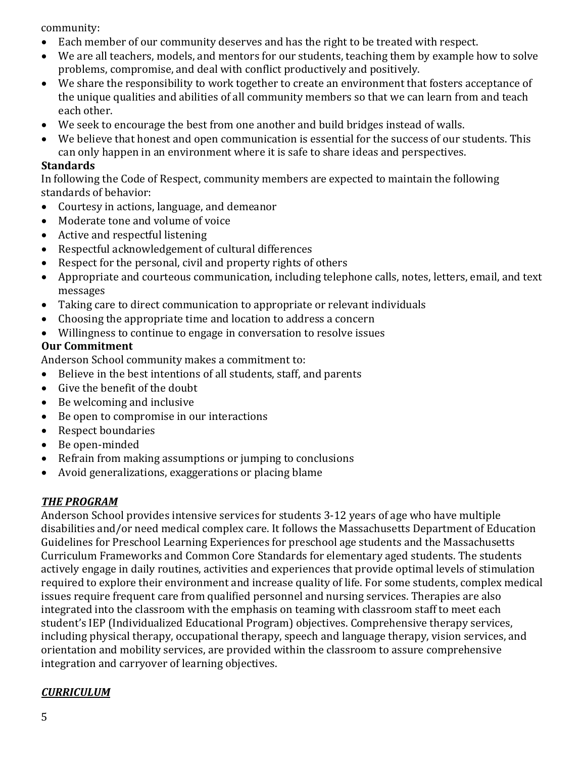community:

- Each member of our community deserves and has the right to be treated with respect.
- We are all teachers, models, and mentors for our students, teaching them by example how to solve problems, compromise, and deal with conflict productively and positively.
- We share the responsibility to work together to create an environment that fosters acceptance of the unique qualities and abilities of all community members so that we can learn from and teach each other.
- We seek to encourage the best from one another and build bridges instead of walls.
- We believe that honest and open communication is essential for the success of our students. This can only happen in an environment where it is safe to share ideas and perspectives.

**Standards**

In following the Code of Respect, community members are expected to maintain the following standards of behavior:

- Courtesy in actions, language, and demeanor
- Moderate tone and volume of voice
- Active and respectful listening
- Respectful acknowledgement of cultural differences
- Respect for the personal, civil and property rights of others
- Appropriate and courteous communication, including telephone calls, notes, letters, email, and text messages
- Taking care to direct communication to appropriate or relevant individuals
- Choosing the appropriate time and location to address a concern
- Willingness to continue to engage in conversation to resolve issues

**Our Commitment**

Anderson School community makes a commitment to:

- Believe in the best intentions of all students, staff, and parents
- Give the benefit of the doubt
- Be welcoming and inclusive
- Be open to compromise in our interactions
- Respect boundaries
- Be open-minded
- Refrain from making assumptions or jumping to conclusions
- Avoid generalizations, exaggerations or placing blame

## ***THE PROGRAM***

Anderson School provides intensive services for students 3-12 years of age who have multiple disabilities and/or need medical complex care. It follows the Massachusetts Department of Education Guidelines for Preschool Learning Experiences for preschool age students and the Massachusetts Curriculum Frameworks and Common Core Standards for elementary aged students. The students actively engage in daily routines, activities and experiences that provide optimal levels of stimulation required to explore their environment and increase quality of life. For some students, complex medical issues require frequent care from qualified personnel and nursing services. Therapies are also integrated into the classroom with the emphasis on teaming with classroom staff to meet each student's IEP (Individualized Educational Program) objectives. Comprehensive therapy services, including physical therapy, occupational therapy, speech and language therapy, vision services, and orientation and mobility services, are provided within the classroom to assure comprehensive integration and carryover of learning objectives.

## ***CURRICULUM***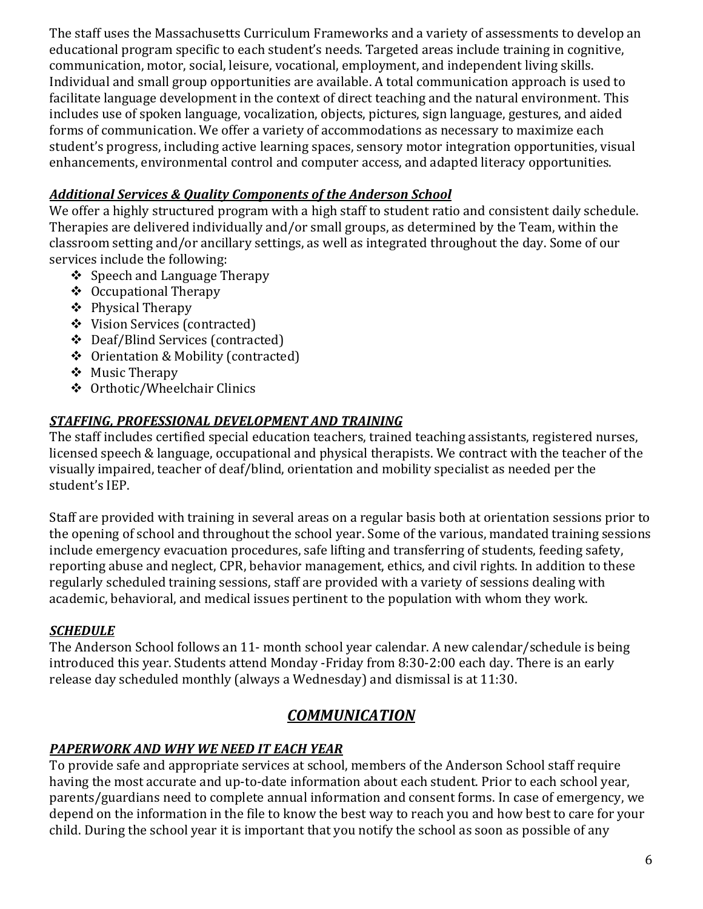The staff uses the Massachusetts Curriculum Frameworks and a variety of assessments to develop an educational program specific to each student's needs. Targeted areas include training in cognitive, communication, motor, social, leisure, vocational, employment, and independent living skills. Individual and small group opportunities are available. A total communication approach is used to facilitate language development in the context of direct teaching and the natural environment. This includes use of spoken language, vocalization, objects, pictures, sign language, gestures, and aided forms of communication. We offer a variety of accommodations as necessary to maximize each student's progress, including active learning spaces, sensory motor integration opportunities, visual enhancements, environmental control and computer access, and adapted literacy opportunities.

### ***Additional Services & Quality Components of the Anderson School***

We offer a highly structured program with a high staff to student ratio and consistent daily schedule. Therapies are delivered individually and/or small groups, as determined by the Team, within the classroom setting and/or ancillary settings, as well as integrated throughout the day. Some of our services include the following:

- Speech and Language Therapy
- Occupational Therapy
- Physical Therapy
- Vision Services (contracted)
- Deaf/Blind Services (contracted)
- Orientation & Mobility (contracted)
- Music Therapy
- Orthotic/Wheelchair Clinics

### ***STAFFING, PROFESSIONAL DEVELOPMENT AND TRAINING***

The staff includes certified special education teachers, trained teaching assistants, registered nurses, licensed speech & language, occupational and physical therapists. We contract with the teacher of the visually impaired, teacher of deaf/blind, orientation and mobility specialist as needed per the student's IEP.

Staff are provided with training in several areas on a regular basis both at orientation sessions prior to the opening of school and throughout the school year. Some of the various, mandated training sessions include emergency evacuation procedures, safe lifting and transferring of students, feeding safety, reporting abuse and neglect, CPR, behavior management, ethics, and civil rights. In addition to these regularly scheduled training sessions, staff are provided with a variety of sessions dealing with academic, behavioral, and medical issues pertinent to the population with whom they work.

### ***SCHEDULE***

The Anderson School follows an 11- month school year calendar. A new calendar/schedule is being introduced this year. Students attend Monday -Friday from 8:30-2:00 each day. There is an early release day scheduled monthly (always a Wednesday) and dismissal is at 11:30.

## ***COMMUNICATION***

### ***PAPERWORK AND WHY WE NEED IT EACH YEAR***

To provide safe and appropriate services at school, members of the Anderson School staff require having the most accurate and up-to-date information about each student. Prior to each school year, parents/guardians need to complete annual information and consent forms. In case of emergency, we depend on the information in the file to know the best way to reach you and how best to care for your child. During the school year it is important that you notify the school as soon as possible of any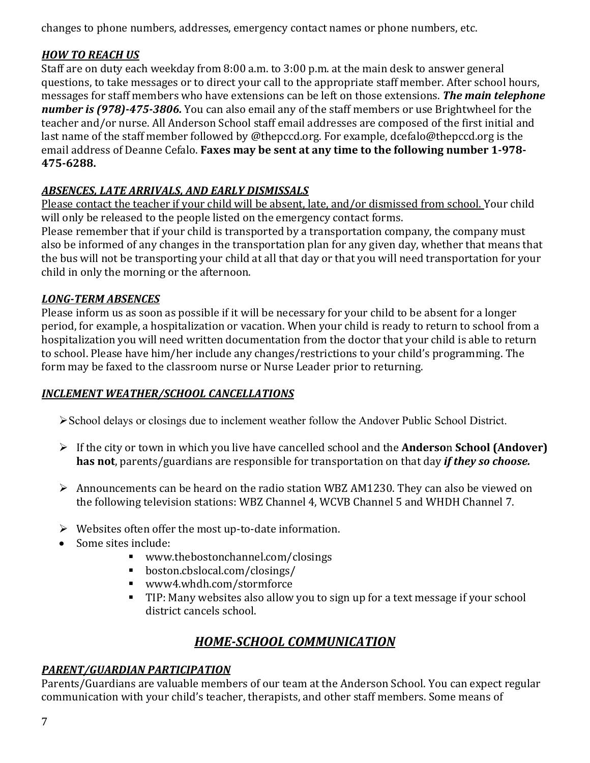changes to phone numbers, addresses, emergency contact names or phone numbers, etc.

### ***HOW TO REACH US***

Staff are on duty each weekday from 8:00 a.m. to 3:00 p.m. at the main desk to answer general questions, to take messages or to direct your call to the appropriate staff member. After school hours, messages for staff members who have extensions can be left on those extensions. ***The main telephone number is (978)-475-3806.*** You can also email any of the staff members or use Brightwheel for the teacher and/or nurse. All Anderson School staff email addresses are composed of the first initial and last name of the staff member followed by @thepccd.org. For example, dcefalo@thepccd.org is the email address of Deanne Cefalo. **Faxes may be sent at any time to the following number 1-978-475-6288.**

### ***ABSENCES, LATE ARRIVALS, AND EARLY DISMISSALS***

<u>Please contact the teacher if your child will be absent, late, and/or dismissed from school.</u> Your child will only be released to the people listed on the emergency contact forms.

Please remember that if your child is transported by a transportation company, the company must also be informed of any changes in the transportation plan for any given day, whether that means that the bus will not be transporting your child at all that day or that you will need transportation for your child in only the morning or the afternoon.

### ***LONG-TERM ABSENCES***

Please inform us as soon as possible if it will be necessary for your child to be absent for a longer period, for example, a hospitalization or vacation. When your child is ready to return to school from a hospitalization you will need written documentation from the doctor that your child is able to return to school. Please have him/her include any changes/restrictions to your child's programming. The form may be faxed to the classroom nurse or Nurse Leader prior to returning.

### ***INCLEMENT WEATHER/SCHOOL CANCELLATIONS***

- School delays or closings due to inclement weather follow the Andover Public School District.
- If the city or town in which you live have cancelled school and the **Anderson School (Andover) has not**, parents/guardians are responsible for transportation on that day ***if they so choose.***
- Announcements can be heard on the radio station WBZ AM1230. They can also be viewed on the following television stations: WBZ Channel 4, WCVB Channel 5 and WHDH Channel 7.
- Websites often offer the most up-to-date information.
- Some sites include:
  - www.thebostonchannel.com/closings
  - boston.cbslocal.com/closings/
  - www4.whdh.com/stormforce
  - TIP: Many websites also allow you to sign up for a text message if your school district cancels school.

## ***HOME-SCHOOL COMMUNICATION***

### ***PARENT/GUARDIAN PARTICIPATION***

Parents/Guardians are valuable members of our team at the Anderson School. You can expect regular communication with your child's teacher, therapists, and other staff members. Some means of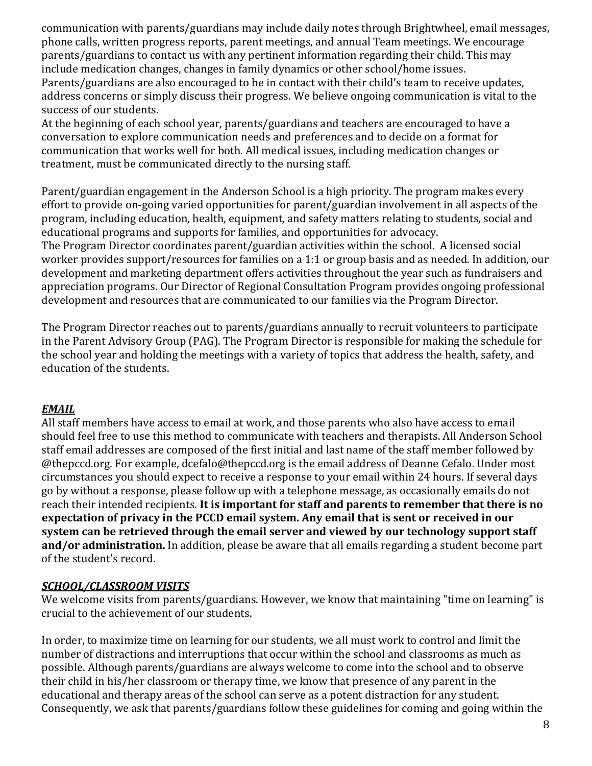communication with parents/guardians may include daily notes through Brightwheel, email messages, phone calls, written progress reports, parent meetings, and annual Team meetings. We encourage parents/guardians to contact us with any pertinent information regarding their child. This may include medication changes, changes in family dynamics or other school/home issues. Parents/guardians are also encouraged to be in contact with their child's team to receive updates, address concerns or simply discuss their progress. We believe ongoing communication is vital to the success of our students.

At the beginning of each school year, parents/guardians and teachers are encouraged to have a conversation to explore communication needs and preferences and to decide on a format for communication that works well for both. All medical issues, including medication changes or treatment, must be communicated directly to the nursing staff.

Parent/guardian engagement in the Anderson School is a high priority. The program makes every effort to provide on-going varied opportunities for parent/guardian involvement in all aspects of the program, including education, health, equipment, and safety matters relating to students, social and educational programs and supports for families, and opportunities for advocacy.

The Program Director coordinates parent/guardian activities within the school. A licensed social worker provides support/resources for families on a 1:1 or group basis and as needed. In addition, our development and marketing department offers activities throughout the year such as fundraisers and appreciation programs. Our Director of Regional Consultation Program provides ongoing professional development and resources that are communicated to our families via the Program Director.

The Program Director reaches out to parents/guardians annually to recruit volunteers to participate in the Parent Advisory Group (PAG). The Program Director is responsible for making the schedule for the school year and holding the meetings with a variety of topics that address the health, safety, and education of the students.

### ***EMAIL***

All staff members have access to email at work, and those parents who also have access to email should feel free to use this method to communicate with teachers and therapists. All Anderson School staff email addresses are composed of the first initial and last name of the staff member followed by @thepccd.org. For example, dcefalo@thepccd.org is the email address of Deanne Cefalo. Under most circumstances you should expect to receive a response to your email within 24 hours. If several days go by without a response, please follow up with a telephone message, as occasionally emails do not reach their intended recipients. **It is important for staff and parents to remember that there is no expectation of privacy in the PCCD email system. Any email that is sent or received in our system can be retrieved through the email server and viewed by our technology support staff and/or administration.** In addition, please be aware that all emails regarding a student become part of the student's record.

### ***SCHOOL/CLASSROOM VISITS***

We welcome visits from parents/guardians. However, we know that maintaining "time on learning" is crucial to the achievement of our students.

In order, to maximize time on learning for our students, we all must work to control and limit the number of distractions and interruptions that occur within the school and classrooms as much as possible. Although parents/guardians are always welcome to come into the school and to observe their child in his/her classroom or therapy time, we know that presence of any parent in the educational and therapy areas of the school can serve as a potent distraction for any student. Consequently, we ask that parents/guardians follow these guidelines for coming and going within the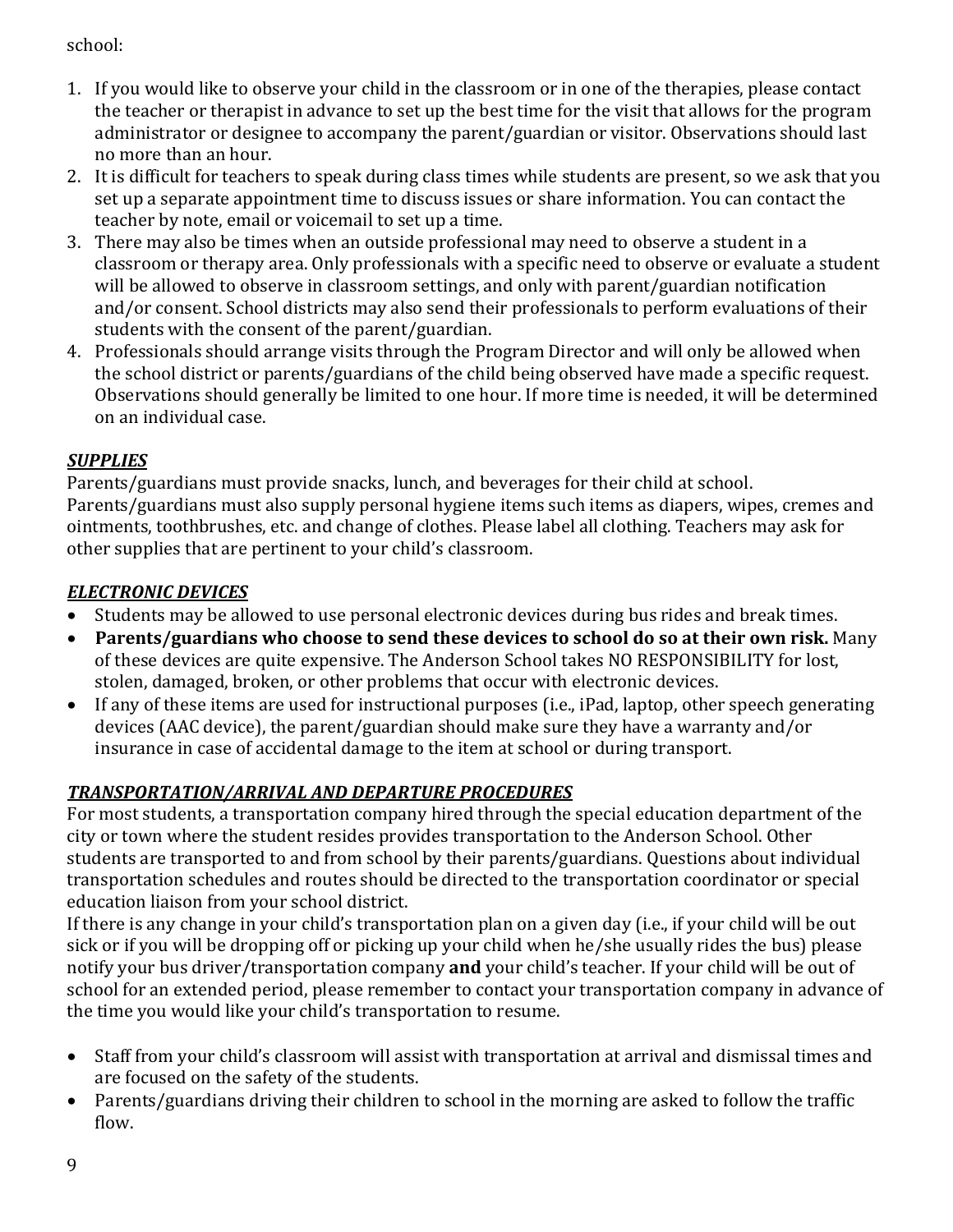school:

1. If you would like to observe your child in the classroom or in one of the therapies, please contact the teacher or therapist in advance to set up the best time for the visit that allows for the program administrator or designee to accompany the parent/guardian or visitor. Observations should last no more than an hour.
2. It is difficult for teachers to speak during class times while students are present, so we ask that you set up a separate appointment time to discuss issues or share information. You can contact the teacher by note, email or voicemail to set up a time.
3. There may also be times when an outside professional may need to observe a student in a classroom or therapy area. Only professionals with a specific need to observe or evaluate a student will be allowed to observe in classroom settings, and only with parent/guardian notification and/or consent. School districts may also send their professionals to perform evaluations of their students with the consent of the parent/guardian.
4. Professionals should arrange visits through the Program Director and will only be allowed when the school district or parents/guardians of the child being observed have made a specific request. Observations should generally be limited to one hour. If more time is needed, it will be determined on an individual case.

***SUPPLIES***

Parents/guardians must provide snacks, lunch, and beverages for their child at school. Parents/guardians must also supply personal hygiene items such items as diapers, wipes, cremes and ointments, toothbrushes, etc. and change of clothes. Please label all clothing. Teachers may ask for other supplies that are pertinent to your child's classroom.

***ELECTRONIC DEVICES***

- Students may be allowed to use personal electronic devices during bus rides and break times.
- **Parents/guardians who choose to send these devices to school do so at their own risk.** Many of these devices are quite expensive. The Anderson School takes NO RESPONSIBILITY for lost, stolen, damaged, broken, or other problems that occur with electronic devices.
- If any of these items are used for instructional purposes (i.e., iPad, laptop, other speech generating devices (AAC device), the parent/guardian should make sure they have a warranty and/or insurance in case of accidental damage to the item at school or during transport.

***TRANSPORTATION/ARRIVAL AND DEPARTURE PROCEDURES***

For most students, a transportation company hired through the special education department of the city or town where the student resides provides transportation to the Anderson School. Other students are transported to and from school by their parents/guardians. Questions about individual transportation schedules and routes should be directed to the transportation coordinator or special education liaison from your school district.

If there is any change in your child's transportation plan on a given day (i.e., if your child will be out sick or if you will be dropping off or picking up your child when he/she usually rides the bus) please notify your bus driver/transportation company **and** your child's teacher. If your child will be out of school for an extended period, please remember to contact your transportation company in advance of the time you would like your child's transportation to resume.

- Staff from your child's classroom will assist with transportation at arrival and dismissal times and are focused on the safety of the students.
- Parents/guardians driving their children to school in the morning are asked to follow the traffic flow.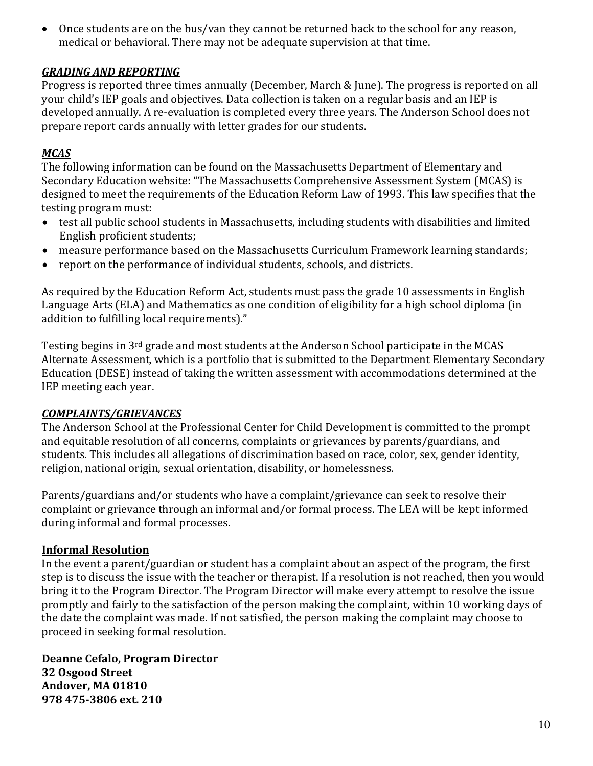- Once students are on the bus/van they cannot be returned back to the school for any reason, medical or behavioral. There may not be adequate supervision at that time.

***GRADING AND REPORTING***

Progress is reported three times annually (December, March & June). The progress is reported on all your child's IEP goals and objectives. Data collection is taken on a regular basis and an IEP is developed annually. A re-evaluation is completed every three years. The Anderson School does not prepare report cards annually with letter grades for our students.

***MCAS***

The following information can be found on the Massachusetts Department of Elementary and Secondary Education website: "The Massachusetts Comprehensive Assessment System (MCAS) is designed to meet the requirements of the Education Reform Law of 1993. This law specifies that the testing program must:

- test all public school students in Massachusetts, including students with disabilities and limited English proficient students;
- measure performance based on the Massachusetts Curriculum Framework learning standards;
- report on the performance of individual students, schools, and districts.

As required by the Education Reform Act, students must pass the grade 10 assessments in English Language Arts (ELA) and Mathematics as one condition of eligibility for a high school diploma (in addition to fulfilling local requirements)."

Testing begins in 3rd grade and most students at the Anderson School participate in the MCAS Alternate Assessment, which is a portfolio that is submitted to the Department Elementary Secondary Education (DESE) instead of taking the written assessment with accommodations determined at the IEP meeting each year.

***COMPLAINTS/GRIEVANCES***

The Anderson School at the Professional Center for Child Development is committed to the prompt and equitable resolution of all concerns, complaints or grievances by parents/guardians, and students. This includes all allegations of discrimination based on race, color, sex, gender identity, religion, national origin, sexual orientation, disability, or homelessness.

Parents/guardians and/or students who have a complaint/grievance can seek to resolve their complaint or grievance through an informal and/or formal process. The LEA will be kept informed during informal and formal processes.

**Informal Resolution**

In the event a parent/guardian or student has a complaint about an aspect of the program, the first step is to discuss the issue with the teacher or therapist. If a resolution is not reached, then you would bring it to the Program Director. The Program Director will make every attempt to resolve the issue promptly and fairly to the satisfaction of the person making the complaint, within 10 working days of the date the complaint was made. If not satisfied, the person making the complaint may choose to proceed in seeking formal resolution.

**Deanne Cefalo, Program Director**
**32 Osgood Street**
**Andover, MA 01810**
**978 475-3806 ext. 210**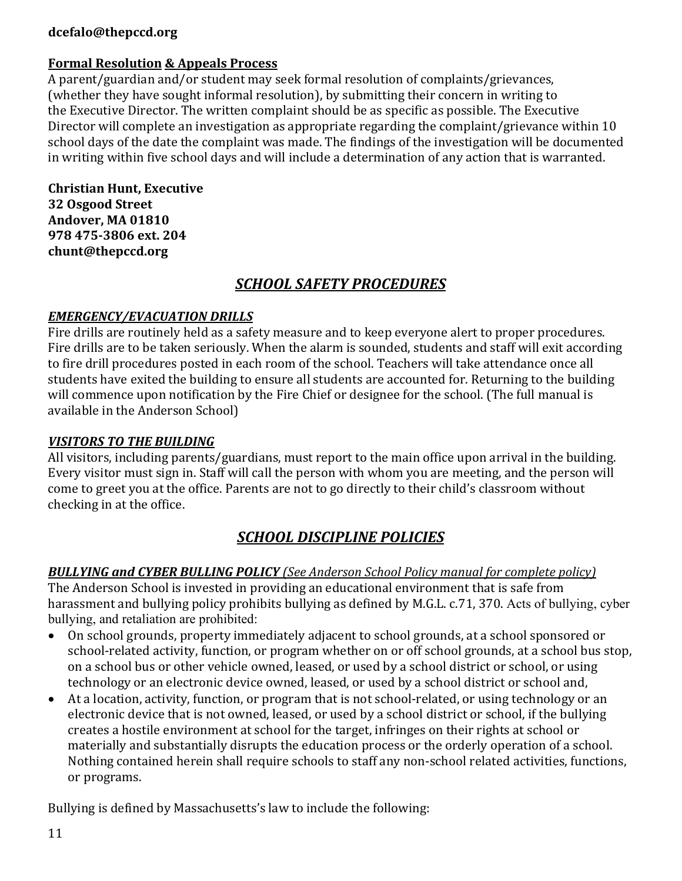**dcefalo@thepccd.org**

**<u>Formal Resolution</u> <u>& Appeals Process</u>**

A parent/guardian and/or student may seek formal resolution of complaints/grievances, (whether they have sought informal resolution), by submitting their concern in writing to the Executive Director. The written complaint should be as specific as possible. The Executive Director will complete an investigation as appropriate regarding the complaint/grievance within 10 school days of the date the complaint was made. The findings of the investigation will be documented in writing within five school days and will include a determination of any action that is warranted.

**Christian Hunt, Executive**
**32 Osgood Street**
**Andover, MA 01810**
**978 475-3806 ext. 204**
**chunt@thepccd.org**

## *<u>SCHOOL SAFETY PROCEDURES</u>*

### *<u>EMERGENCY/EVACUATION DRILLS</u>*

Fire drills are routinely held as a safety measure and to keep everyone alert to proper procedures. Fire drills are to be taken seriously. When the alarm is sounded, students and staff will exit according to fire drill procedures posted in each room of the school. Teachers will take attendance once all students have exited the building to ensure all students are accounted for. Returning to the building will commence upon notification by the Fire Chief or designee for the school. (The full manual is available in the Anderson School)

### *<u>VISITORS TO THE BUILDING</u>*

All visitors, including parents/guardians, must report to the main office upon arrival in the building. Every visitor must sign in. Staff will call the person with whom you are meeting, and the person will come to greet you at the office. Parents are not to go directly to their child's classroom without checking in at the office.

## *<u>SCHOOL DISCIPLINE POLICIES</u>*

### ***<u>BULLYING and CYBER BULLING POLICY</u>*** *<u>(See Anderson School Policy manual for complete policy)</u>*

The Anderson School is invested in providing an educational environment that is safe from harassment and bullying policy prohibits bullying as defined by M.G.L. c.71, 370. Acts of bullying, cyber bullying, and retaliation are prohibited:

- On school grounds, property immediately adjacent to school grounds, at a school sponsored or school-related activity, function, or program whether on or off school grounds, at a school bus stop, on a school bus or other vehicle owned, leased, or used by a school district or school, or using technology or an electronic device owned, leased, or used by a school district or school and,
- At a location, activity, function, or program that is not school-related, or using technology or an electronic device that is not owned, leased, or used by a school district or school, if the bullying creates a hostile environment at school for the target, infringes on their rights at school or materially and substantially disrupts the education process or the orderly operation of a school. Nothing contained herein shall require schools to staff any non-school related activities, functions, or programs.

Bullying is defined by Massachusetts's law to include the following: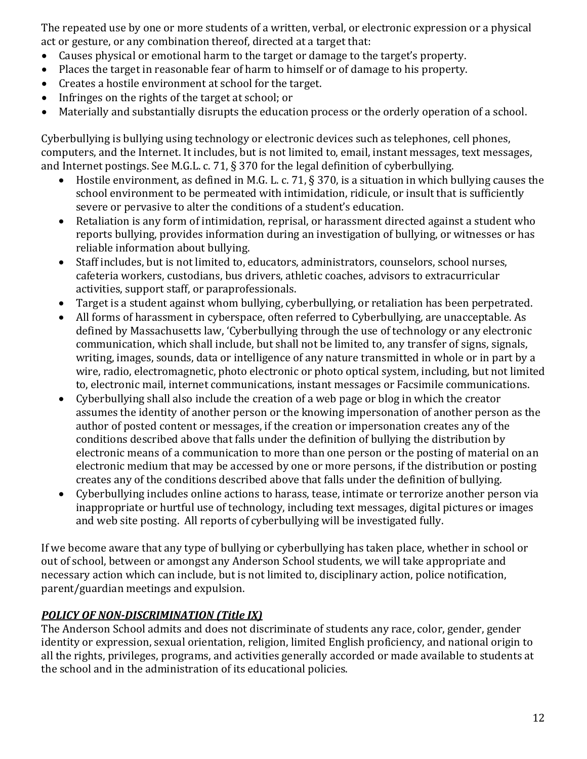The repeated use by one or more students of a written, verbal, or electronic expression or a physical act or gesture, or any combination thereof, directed at a target that:

- Causes physical or emotional harm to the target or damage to the target's property.
- Places the target in reasonable fear of harm to himself or of damage to his property.
- Creates a hostile environment at school for the target.
- Infringes on the rights of the target at school; or
- Materially and substantially disrupts the education process or the orderly operation of a school.

Cyberbullying is bullying using technology or electronic devices such as telephones, cell phones, computers, and the Internet. It includes, but is not limited to, email, instant messages, text messages, and Internet postings. See M.G.L. c. 71, § 370 for the legal definition of cyberbullying.

- Hostile environment, as defined in M.G. L. c. 71, § 370, is a situation in which bullying causes the school environment to be permeated with intimidation, ridicule, or insult that is sufficiently severe or pervasive to alter the conditions of a student's education.
- Retaliation is any form of intimidation, reprisal, or harassment directed against a student who reports bullying, provides information during an investigation of bullying, or witnesses or has reliable information about bullying.
- Staff includes, but is not limited to, educators, administrators, counselors, school nurses, cafeteria workers, custodians, bus drivers, athletic coaches, advisors to extracurricular activities, support staff, or paraprofessionals.
- Target is a student against whom bullying, cyberbullying, or retaliation has been perpetrated.
- All forms of harassment in cyberspace, often referred to Cyberbullying, are unacceptable. As defined by Massachusetts law, 'Cyberbullying through the use of technology or any electronic communication, which shall include, but shall not be limited to, any transfer of signs, signals, writing, images, sounds, data or intelligence of any nature transmitted in whole or in part by a wire, radio, electromagnetic, photo electronic or photo optical system, including, but not limited to, electronic mail, internet communications, instant messages or Facsimile communications.
- Cyberbullying shall also include the creation of a web page or blog in which the creator assumes the identity of another person or the knowing impersonation of another person as the author of posted content or messages, if the creation or impersonation creates any of the conditions described above that falls under the definition of bullying the distribution by electronic means of a communication to more than one person or the posting of material on an electronic medium that may be accessed by one or more persons, if the distribution or posting creates any of the conditions described above that falls under the definition of bullying.
- Cyberbullying includes online actions to harass, tease, intimate or terrorize another person via inappropriate or hurtful use of technology, including text messages, digital pictures or images and web site posting. All reports of cyberbullying will be investigated fully.

If we become aware that any type of bullying or cyberbullying has taken place, whether in school or out of school, between or amongst any Anderson School students, we will take appropriate and necessary action which can include, but is not limited to, disciplinary action, police notification, parent/guardian meetings and expulsion.

***POLICY OF NON-DISCRIMINATION (Title IX)***

The Anderson School admits and does not discriminate of students any race, color, gender, gender identity or expression, sexual orientation, religion, limited English proficiency, and national origin to all the rights, privileges, programs, and activities generally accorded or made available to students at the school and in the administration of its educational policies.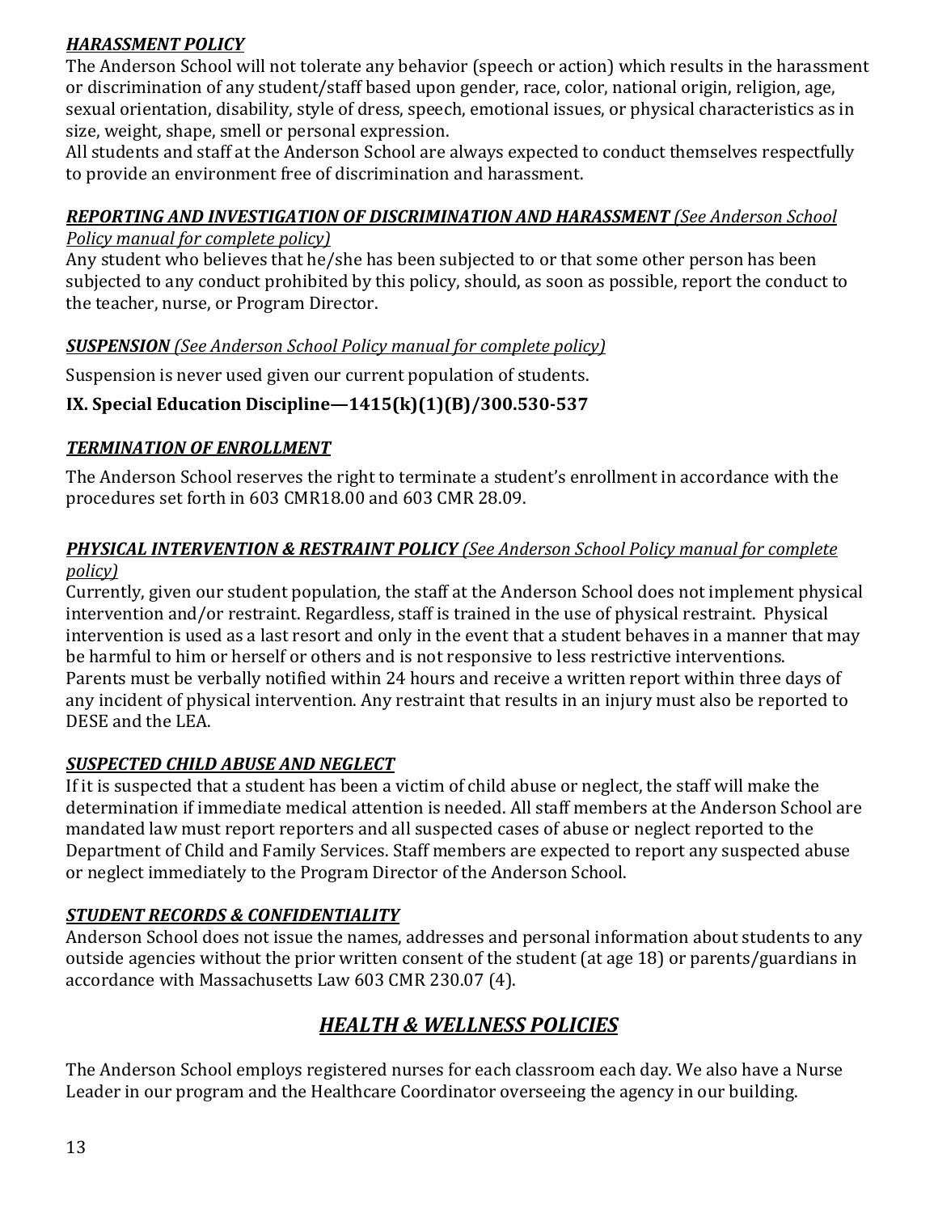***HARASSMENT POLICY***

The Anderson School will not tolerate any behavior (speech or action) which results in the harassment or discrimination of any student/staff based upon gender, race, color, national origin, religion, age, sexual orientation, disability, style of dress, speech, emotional issues, or physical characteristics as in size, weight, shape, smell or personal expression.

All students and staff at the Anderson School are always expected to conduct themselves respectfully to provide an environment free of discrimination and harassment.

***REPORTING AND INVESTIGATION OF DISCRIMINATION AND HARASSMENT*** *(See Anderson School Policy manual for complete policy)*

Any student who believes that he/she has been subjected to or that some other person has been subjected to any conduct prohibited by this policy, should, as soon as possible, report the conduct to the teacher, nurse, or Program Director.

***SUSPENSION*** *(See Anderson School Policy manual for complete policy)*

Suspension is never used given our current population of students.

**IX. Special Education Discipline—1415(k)(1)(B)/300.530-537**

***TERMINATION OF ENROLLMENT***

The Anderson School reserves the right to terminate a student's enrollment in accordance with the procedures set forth in 603 CMR18.00 and 603 CMR 28.09.

***PHYSICAL INTERVENTION & RESTRAINT POLICY*** *(See Anderson School Policy manual for complete policy)*

Currently, given our student population, the staff at the Anderson School does not implement physical intervention and/or restraint. Regardless, staff is trained in the use of physical restraint. Physical intervention is used as a last resort and only in the event that a student behaves in a manner that may be harmful to him or herself or others and is not responsive to less restrictive interventions. Parents must be verbally notified within 24 hours and receive a written report within three days of any incident of physical intervention. Any restraint that results in an injury must also be reported to DESE and the LEA.

***SUSPECTED CHILD ABUSE AND NEGLECT***

If it is suspected that a student has been a victim of child abuse or neglect, the staff will make the determination if immediate medical attention is needed. All staff members at the Anderson School are mandated law must report reporters and all suspected cases of abuse or neglect reported to the Department of Child and Family Services. Staff members are expected to report any suspected abuse or neglect immediately to the Program Director of the Anderson School.

***STUDENT RECORDS & CONFIDENTIALITY***

Anderson School does not issue the names, addresses and personal information about students to any outside agencies without the prior written consent of the student (at age 18) or parents/guardians in accordance with Massachusetts Law 603 CMR 230.07 (4).

## ***HEALTH & WELLNESS POLICIES***

The Anderson School employs registered nurses for each classroom each day. We also have a Nurse Leader in our program and the Healthcare Coordinator overseeing the agency in our building.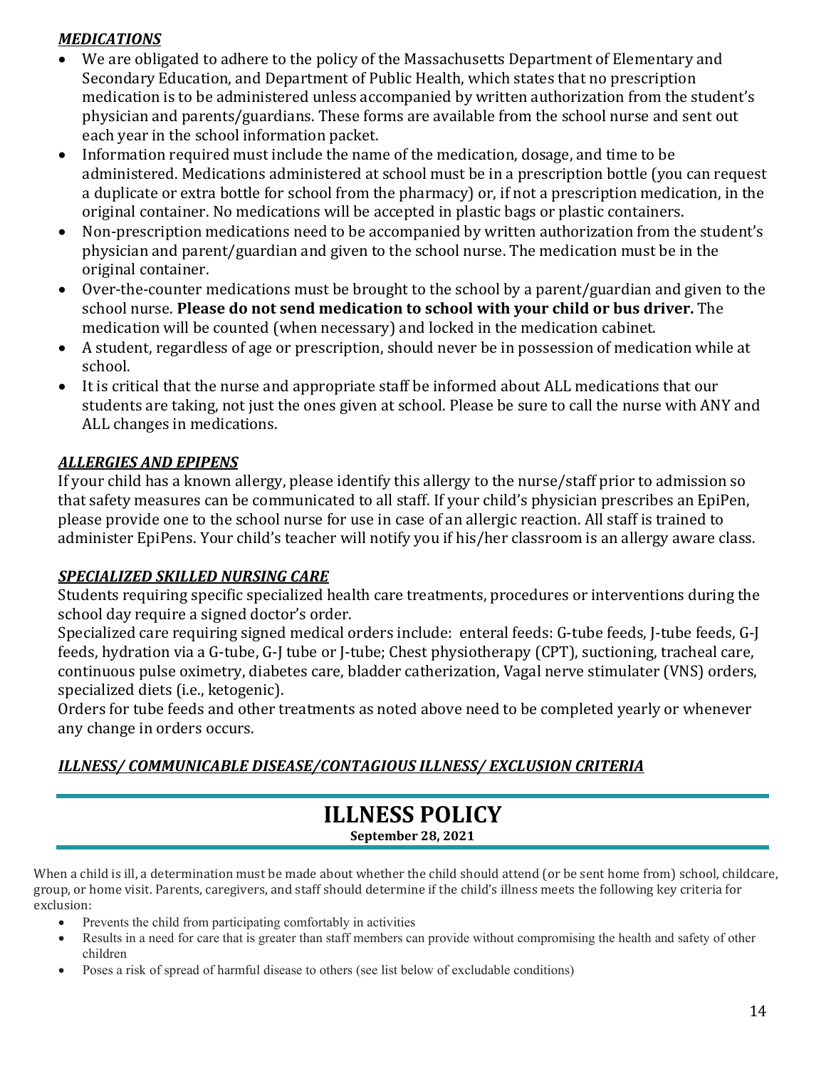### *MEDICATIONS*

- We are obligated to adhere to the policy of the Massachusetts Department of Elementary and Secondary Education, and Department of Public Health, which states that no prescription medication is to be administered unless accompanied by written authorization from the student's physician and parents/guardians. These forms are available from the school nurse and sent out each year in the school information packet.
- Information required must include the name of the medication, dosage, and time to be administered. Medications administered at school must be in a prescription bottle (you can request a duplicate or extra bottle for school from the pharmacy) or, if not a prescription medication, in the original container. No medications will be accepted in plastic bags or plastic containers.
- Non-prescription medications need to be accompanied by written authorization from the student's physician and parent/guardian and given to the school nurse. The medication must be in the original container.
- Over-the-counter medications must be brought to the school by a parent/guardian and given to the school nurse. **Please do not send medication to school with your child or bus driver.** The medication will be counted (when necessary) and locked in the medication cabinet.
- A student, regardless of age or prescription, should never be in possession of medication while at school.
- It is critical that the nurse and appropriate staff be informed about ALL medications that our students are taking, not just the ones given at school. Please be sure to call the nurse with ANY and ALL changes in medications.

### *ALLERGIES AND EPIPENS*

If your child has a known allergy, please identify this allergy to the nurse/staff prior to admission so that safety measures can be communicated to all staff. If your child's physician prescribes an EpiPen, please provide one to the school nurse for use in case of an allergic reaction. All staff is trained to administer EpiPens. Your child's teacher will notify you if his/her classroom is an allergy aware class.

### *SPECIALIZED SKILLED NURSING CARE*

Students requiring specific specialized health care treatments, procedures or interventions during the school day require a signed doctor's order.

Specialized care requiring signed medical orders include: enteral feeds: G-tube feeds, J-tube feeds, G-J feeds, hydration via a G-tube, G-J tube or J-tube; Chest physiotherapy (CPT), suctioning, tracheal care, continuous pulse oximetry, diabetes care, bladder catherization, Vagal nerve stimulater (VNS) orders, specialized diets (i.e., ketogenic).

Orders for tube feeds and other treatments as noted above need to be completed yearly or whenever any change in orders occurs.

### *ILLNESS/ COMMUNICABLE DISEASE/CONTAGIOUS ILLNESS/ EXCLUSION CRITERIA*

## ILLNESS POLICY

**September 28, 2021**

When a child is ill, a determination must be made about whether the child should attend (or be sent home from) school, childcare, group, or home visit. Parents, caregivers, and staff should determine if the child's illness meets the following key criteria for exclusion:

- Prevents the child from participating comfortably in activities
- Results in a need for care that is greater than staff members can provide without compromising the health and safety of other children
- Poses a risk of spread of harmful disease to others (see list below of excludable conditions)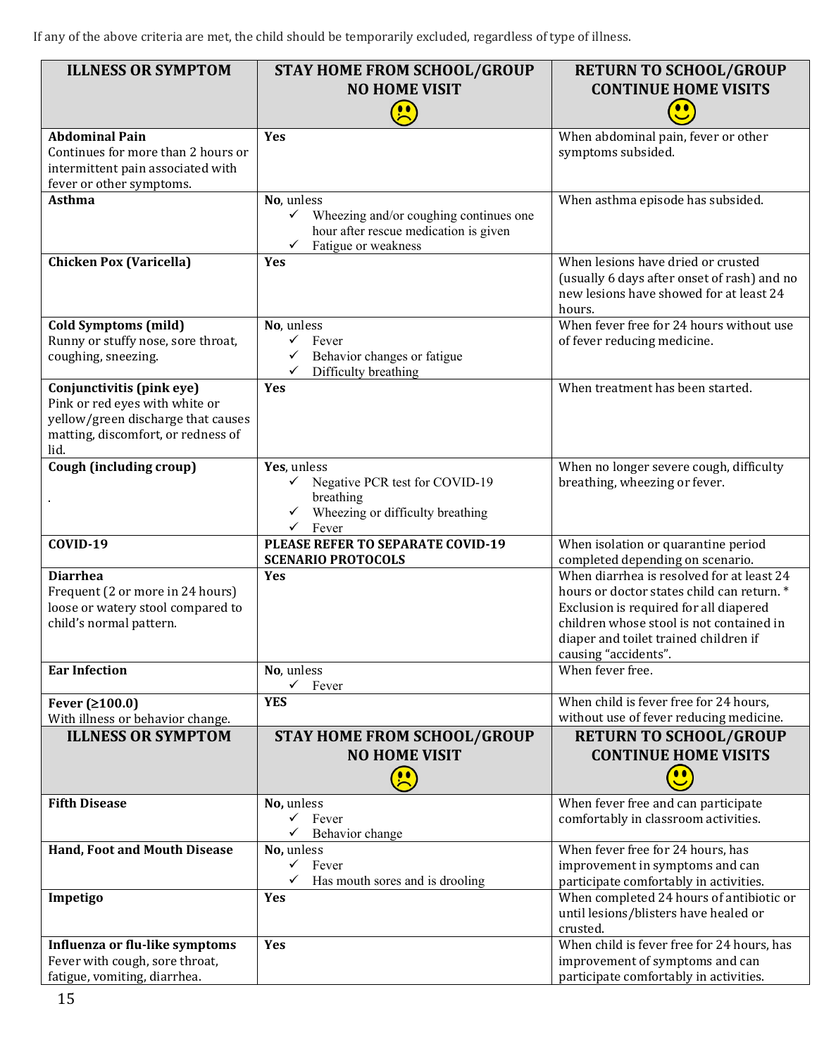If any of the above criteria are met, the child should be temporarily excluded, regardless of type of illness.

| ILLNESS OR SYMPTOM | STAY HOME FROM SCHOOL/GROUP NO HOME VISIT ☹ | RETURN TO SCHOOL/GROUP CONTINUE HOME VISITS ☺ |
|---|---|---|
| **Abdominal Pain** Continues for more than 2 hours or intermittent pain associated with fever or other symptoms. | **Yes** | When abdominal pain, fever or other symptoms subsided. |
| **Asthma** | **No**, unless ✓ Wheezing and/or coughing continues one hour after rescue medication is given ✓ Fatigue or weakness | When asthma episode has subsided. |
| **Chicken Pox (Varicella)** | **Yes** | When lesions have dried or crusted (usually 6 days after onset of rash) and no new lesions have showed for at least 24 hours. |
| **Cold Symptoms (mild)** Runny or stuffy nose, sore throat, coughing, sneezing. | **No**, unless ✓ Fever ✓ Behavior changes or fatigue ✓ Difficulty breathing | When fever free for 24 hours without use of fever reducing medicine. |
| **Conjunctivitis (pink eye)** Pink or red eyes with white or yellow/green discharge that causes matting, discomfort, or redness of lid. | **Yes** | When treatment has been started. |
| **Cough (including croup)** . | **Yes**, unless ✓ Negative PCR test for COVID-19 breathing ✓ Wheezing or difficulty breathing ✓ Fever | When no longer severe cough, difficulty breathing, wheezing or fever. |
| **COVID-19** | **PLEASE REFER TO SEPARATE COVID-19 SCENARIO PROTOCOLS** | When isolation or quarantine period completed depending on scenario. |
| **Diarrhea** Frequent (2 or more in 24 hours) loose or watery stool compared to child's normal pattern. | **Yes** | When diarrhea is resolved for at least 24 hours or doctor states child can return. * Exclusion is required for all diapered children whose stool is not contained in diaper and toilet trained children if causing "accidents". |
| **Ear Infection** | **No**, unless ✓ Fever | When fever free. |
| **Fever (≥100.0)** With illness or behavior change. | **YES** | When child is fever free for 24 hours, without use of fever reducing medicine. |
| **Fifth Disease** | **No**, unless ✓ Fever ✓ Behavior change | When fever free and can participate comfortably in classroom activities. |
| **Hand, Foot and Mouth Disease** | **No**, unless ✓ Fever ✓ Has mouth sores and is drooling | When fever free for 24 hours, has improvement in symptoms and can participate comfortably in activities. |
| **Impetigo** | **Yes** | When completed 24 hours of antibiotic or until lesions/blisters have healed or crusted. |
| **Influenza or flu-like symptoms** Fever with cough, sore throat, fatigue, vomiting, diarrhea. | **Yes** | When child is fever free for 24 hours, has improvement of symptoms and can participate comfortably in activities. |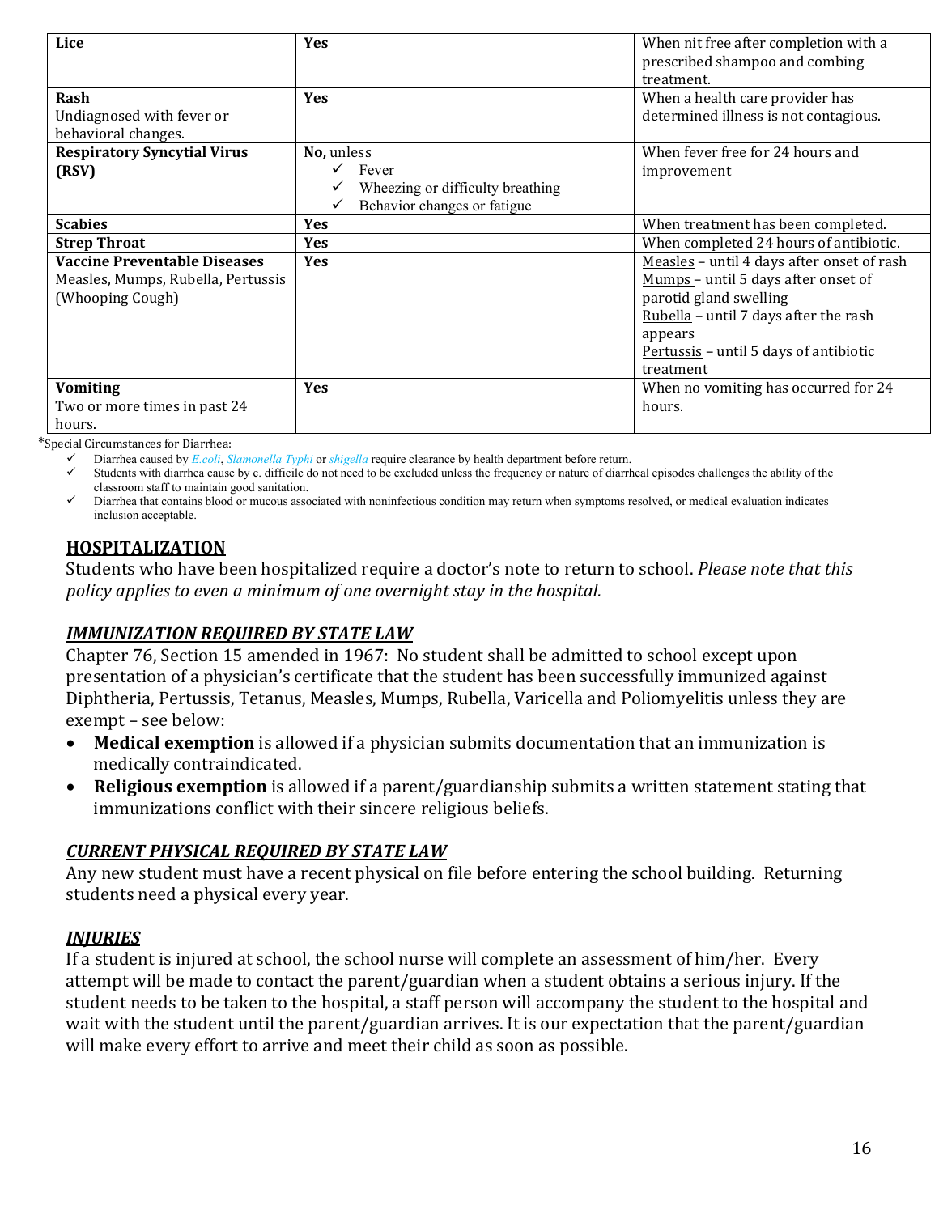| Lice | Yes | When nit free after completion with a prescribed shampoo and combing treatment. |
|---|---|---|
| **Rash**<br>Undiagnosed with fever or behavioral changes. | **Yes** | When a health care provider has determined illness is not contagious. |
| **Respiratory Syncytial Virus (RSV)** | **No,** unless<br>✓ Fever<br>✓ Wheezing or difficulty breathing<br>✓ Behavior changes or fatigue | When fever free for 24 hours and improvement |
| **Scabies** | **Yes** | When treatment has been completed. |
| **Strep Throat** | **Yes** | When completed 24 hours of antibiotic. |
| **Vaccine Preventable Diseases**<br>Measles, Mumps, Rubella, Pertussis (Whooping Cough) | **Yes** | Measles – until 4 days after onset of rash<br>Mumps – until 5 days after onset of parotid gland swelling<br>Rubella – until 7 days after the rash appears<br>Pertussis – until 5 days of antibiotic treatment |
| **Vomiting**<br>Two or more times in past 24 hours. | **Yes** | When no vomiting has occurred for 24 hours. |

*Special Circumstances for Diarrhea:

- ✓ Diarrhea caused by *E.coli*, *Slamonella Typhi* or *shigella* require clearance by health department before return.
- ✓ Students with diarrhea cause by c. difficile do not need to be excluded unless the frequency or nature of diarrheal episodes challenges the ability of the classroom staff to maintain good sanitation.
- ✓ Diarrhea that contains blood or mucous associated with noninfectious condition may return when symptoms resolved, or medical evaluation indicates inclusion acceptable.

## HOSPITALIZATION

Students who have been hospitalized require a doctor's note to return to school. *Please note that this policy applies to even a minimum of one overnight stay in the hospital.*

## *IMMUNIZATION REQUIRED BY STATE LAW*

Chapter 76, Section 15 amended in 1967: No student shall be admitted to school except upon presentation of a physician's certificate that the student has been successfully immunized against Diphtheria, Pertussis, Tetanus, Measles, Mumps, Rubella, Varicella and Poliomyelitis unless they are exempt – see below:

- **Medical exemption** is allowed if a physician submits documentation that an immunization is medically contraindicated.
- **Religious exemption** is allowed if a parent/guardianship submits a written statement stating that immunizations conflict with their sincere religious beliefs.

## *CURRENT PHYSICAL REQUIRED BY STATE LAW*

Any new student must have a recent physical on file before entering the school building. Returning students need a physical every year.

## *INJURIES*

If a student is injured at school, the school nurse will complete an assessment of him/her. Every attempt will be made to contact the parent/guardian when a student obtains a serious injury. If the student needs to be taken to the hospital, a staff person will accompany the student to the hospital and wait with the student until the parent/guardian arrives. It is our expectation that the parent/guardian will make every effort to arrive and meet their child as soon as possible.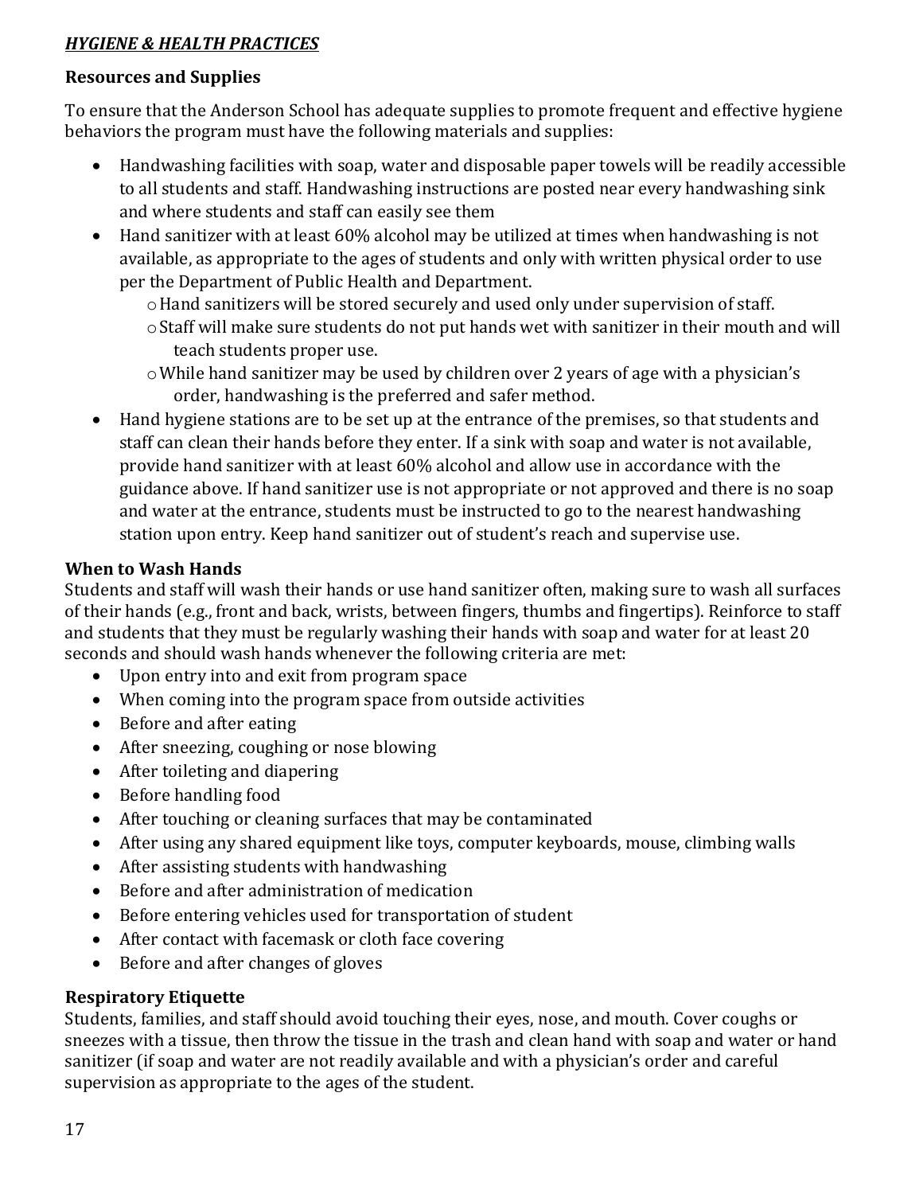***HYGIENE & HEALTH PRACTICES***

### Resources and Supplies

To ensure that the Anderson School has adequate supplies to promote frequent and effective hygiene behaviors the program must have the following materials and supplies:

- Handwashing facilities with soap, water and disposable paper towels will be readily accessible to all students and staff. Handwashing instructions are posted near every handwashing sink and where students and staff can easily see them
- Hand sanitizer with at least 60% alcohol may be utilized at times when handwashing is not available, as appropriate to the ages of students and only with written physical order to use per the Department of Public Health and Department.
  - Hand sanitizers will be stored securely and used only under supervision of staff.
  - Staff will make sure students do not put hands wet with sanitizer in their mouth and will teach students proper use.
  - While hand sanitizer may be used by children over 2 years of age with a physician's order, handwashing is the preferred and safer method.
- Hand hygiene stations are to be set up at the entrance of the premises, so that students and staff can clean their hands before they enter. If a sink with soap and water is not available, provide hand sanitizer with at least 60% alcohol and allow use in accordance with the guidance above. If hand sanitizer use is not appropriate or not approved and there is no soap and water at the entrance, students must be instructed to go to the nearest handwashing station upon entry. Keep hand sanitizer out of student's reach and supervise use.

### When to Wash Hands

Students and staff will wash their hands or use hand sanitizer often, making sure to wash all surfaces of their hands (e.g., front and back, wrists, between fingers, thumbs and fingertips). Reinforce to staff and students that they must be regularly washing their hands with soap and water for at least 20 seconds and should wash hands whenever the following criteria are met:

- Upon entry into and exit from program space
- When coming into the program space from outside activities
- Before and after eating
- After sneezing, coughing or nose blowing
- After toileting and diapering
- Before handling food
- After touching or cleaning surfaces that may be contaminated
- After using any shared equipment like toys, computer keyboards, mouse, climbing walls
- After assisting students with handwashing
- Before and after administration of medication
- Before entering vehicles used for transportation of student
- After contact with facemask or cloth face covering
- Before and after changes of gloves

### Respiratory Etiquette

Students, families, and staff should avoid touching their eyes, nose, and mouth. Cover coughs or sneezes with a tissue, then throw the tissue in the trash and clean hand with soap and water or hand sanitizer (if soap and water are not readily available and with a physician's order and careful supervision as appropriate to the ages of the student.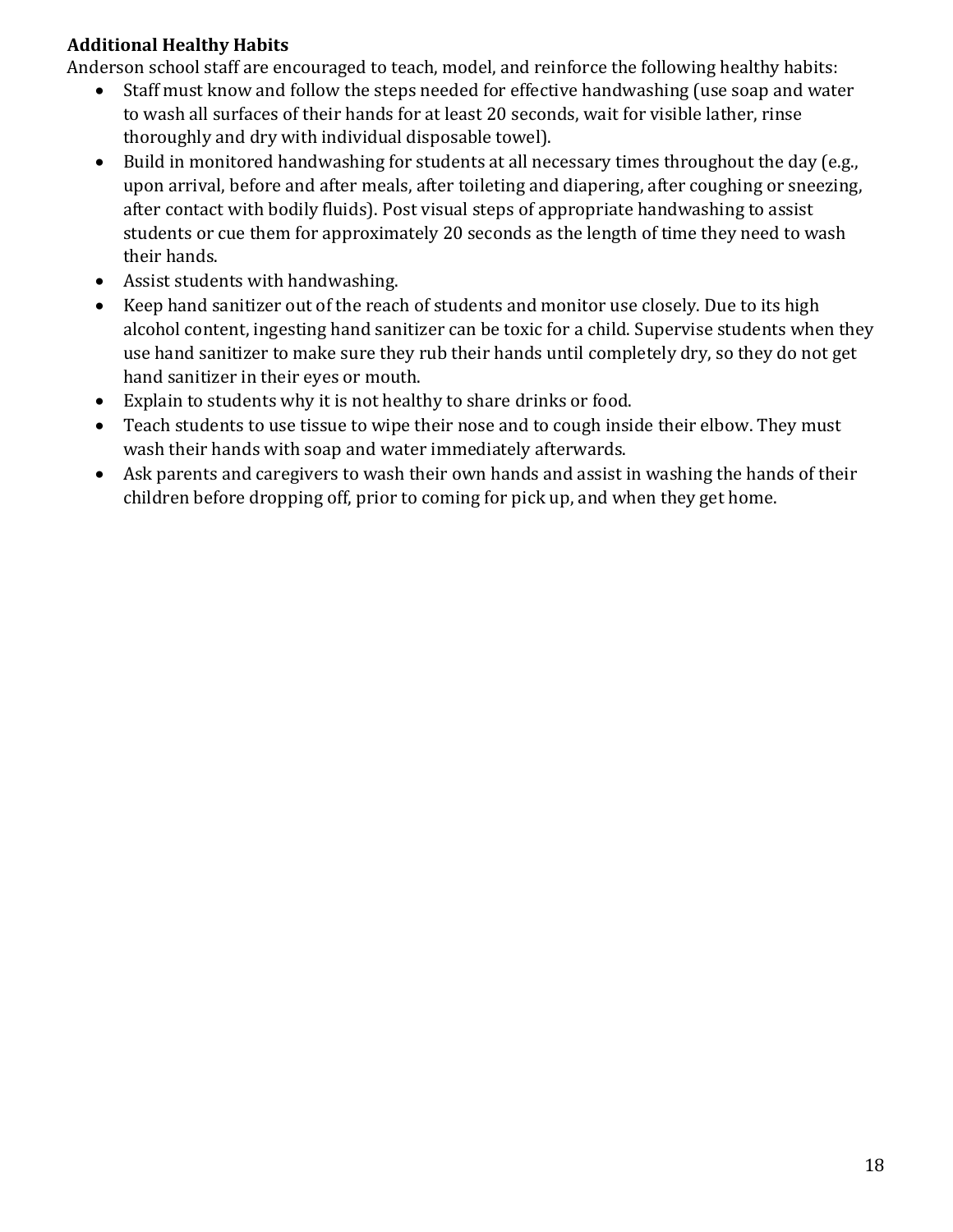**Additional Healthy Habits**

Anderson school staff are encouraged to teach, model, and reinforce the following healthy habits:

- Staff must know and follow the steps needed for effective handwashing (use soap and water to wash all surfaces of their hands for at least 20 seconds, wait for visible lather, rinse thoroughly and dry with individual disposable towel).
- Build in monitored handwashing for students at all necessary times throughout the day (e.g., upon arrival, before and after meals, after toileting and diapering, after coughing or sneezing, after contact with bodily fluids). Post visual steps of appropriate handwashing to assist students or cue them for approximately 20 seconds as the length of time they need to wash their hands.
- Assist students with handwashing.
- Keep hand sanitizer out of the reach of students and monitor use closely. Due to its high alcohol content, ingesting hand sanitizer can be toxic for a child. Supervise students when they use hand sanitizer to make sure they rub their hands until completely dry, so they do not get hand sanitizer in their eyes or mouth.
- Explain to students why it is not healthy to share drinks or food.
- Teach students to use tissue to wipe their nose and to cough inside their elbow. They must wash their hands with soap and water immediately afterwards.
- Ask parents and caregivers to wash their own hands and assist in washing the hands of their children before dropping off, prior to coming for pick up, and when they get home.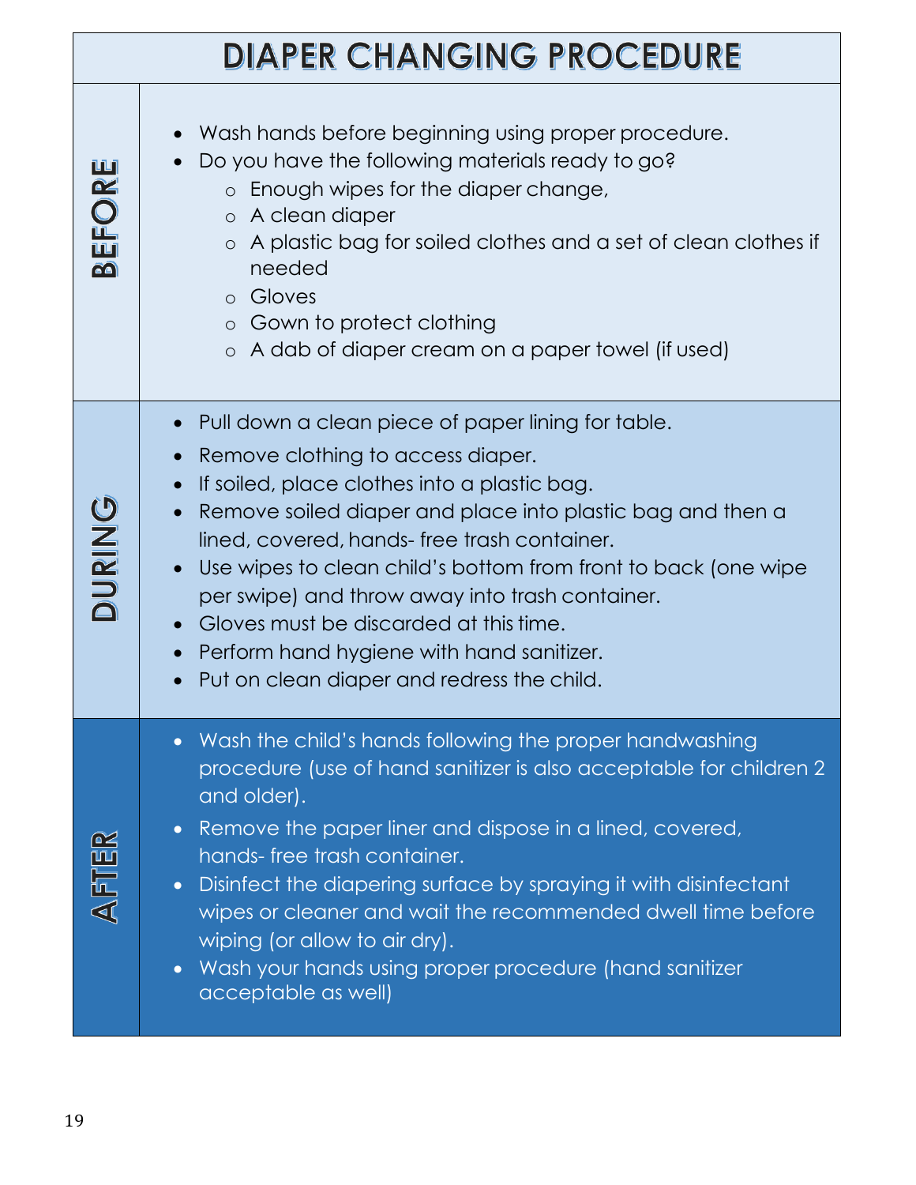# DIAPER CHANGING PROCEDURE

## BEFORE

- Wash hands before beginning using proper procedure.
- Do you have the following materials ready to go?
  - Enough wipes for the diaper change,
  - A clean diaper
  - A plastic bag for soiled clothes and a set of clean clothes if needed
  - Gloves
  - Gown to protect clothing
  - A dab of diaper cream on a paper towel (if used)

## DURING

- Pull down a clean piece of paper lining for table.
- Remove clothing to access diaper.
- If soiled, place clothes into a plastic bag.
- Remove soiled diaper and place into plastic bag and then a lined, covered, hands- free trash container.
- Use wipes to clean child's bottom from front to back (one wipe per swipe) and throw away into trash container.
- Gloves must be discarded at this time.
- Perform hand hygiene with hand sanitizer.
- Put on clean diaper and redress the child.

## AFTER

- Wash the child's hands following the proper handwashing procedure (use of hand sanitizer is also acceptable for children 2 and older).
- Remove the paper liner and dispose in a lined, covered, hands- free trash container.
- Disinfect the diapering surface by spraying it with disinfectant wipes or cleaner and wait the recommended dwell time before wiping (or allow to air dry).
- Wash your hands using proper procedure (hand sanitizer acceptable as well)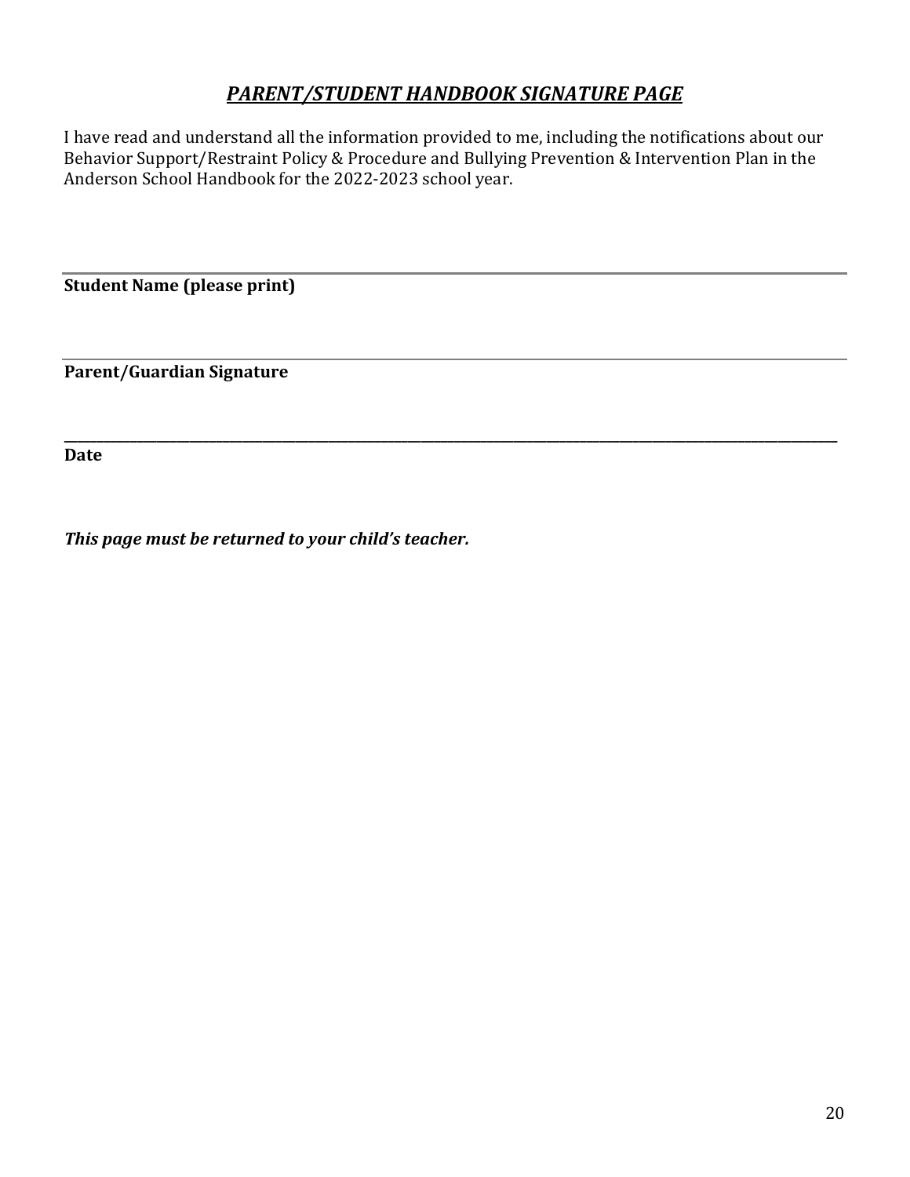## ***PARENT/STUDENT HANDBOOK SIGNATURE PAGE***

I have read and understand all the information provided to me, including the notifications about our Behavior Support/Restraint Policy & Procedure and Bullying Prevention & Intervention Plan in the Anderson School Handbook for the 2022-2023 school year.

---

**Student Name (please print)**

---

**Parent/Guardian Signature**

---

**Date**

***This page must be returned to your child's teacher.***